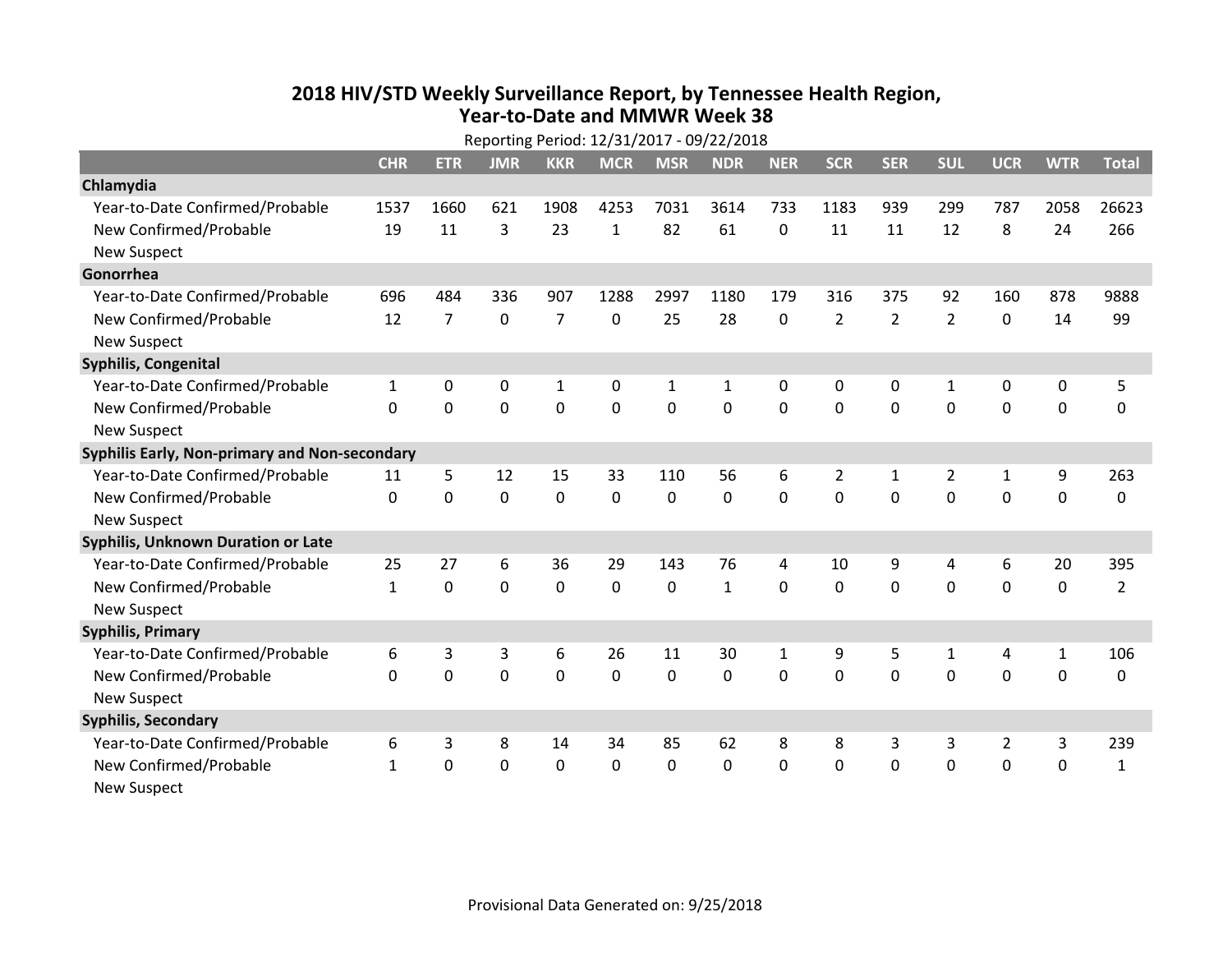# 2018 HIV/STD Weekly Surveillance Report, by Tennessee Health Region, Year-to-Date and MMWR Week 38

Reporting Period: 12/31/2017 - 09/22/2018

| | CHR | ETR | JMR | KKR | MCR | MSR | NDR | NER | SCR | SER | SUL | UCR | WTR | Total |
|---|---|---|---|---|---|---|---|---|---|---|---|---|---|---|
| **Chlamydia** | | | | | | | | | | | | | | |
| Year-to-Date Confirmed/Probable | 1537 | 1660 | 621 | 1908 | 4253 | 7031 | 3614 | 733 | 1183 | 939 | 299 | 787 | 2058 | 26623 |
| New Confirmed/Probable | 19 | 11 | 3 | 23 | 1 | 82 | 61 | 0 | 11 | 11 | 12 | 8 | 24 | 266 |
| New Suspect | | | | | | | | | | | | | | |
| **Gonorrhea** | | | | | | | | | | | | | | |
| Year-to-Date Confirmed/Probable | 696 | 484 | 336 | 907 | 1288 | 2997 | 1180 | 179 | 316 | 375 | 92 | 160 | 878 | 9888 |
| New Confirmed/Probable | 12 | 7 | 0 | 7 | 0 | 25 | 28 | 0 | 2 | 2 | 2 | 0 | 14 | 99 |
| New Suspect | | | | | | | | | | | | | | |
| **Syphilis, Congenital** | | | | | | | | | | | | | | |
| Year-to-Date Confirmed/Probable | 1 | 0 | 0 | 1 | 0 | 1 | 1 | 0 | 0 | 0 | 1 | 0 | 0 | 5 |
| New Confirmed/Probable | 0 | 0 | 0 | 0 | 0 | 0 | 0 | 0 | 0 | 0 | 0 | 0 | 0 | 0 |
| New Suspect | | | | | | | | | | | | | | |
| **Syphilis Early, Non-primary and Non-secondary** | | | | | | | | | | | | | | |
| Year-to-Date Confirmed/Probable | 11 | 5 | 12 | 15 | 33 | 110 | 56 | 6 | 2 | 1 | 2 | 1 | 9 | 263 |
| New Confirmed/Probable | 0 | 0 | 0 | 0 | 0 | 0 | 0 | 0 | 0 | 0 | 0 | 0 | 0 | 0 |
| New Suspect | | | | | | | | | | | | | | |
| **Syphilis, Unknown Duration or Late** | | | | | | | | | | | | | | |
| Year-to-Date Confirmed/Probable | 25 | 27 | 6 | 36 | 29 | 143 | 76 | 4 | 10 | 9 | 4 | 6 | 20 | 395 |
| New Confirmed/Probable | 1 | 0 | 0 | 0 | 0 | 0 | 1 | 0 | 0 | 0 | 0 | 0 | 0 | 2 |
| New Suspect | | | | | | | | | | | | | | |
| **Syphilis, Primary** | | | | | | | | | | | | | | |
| Year-to-Date Confirmed/Probable | 6 | 3 | 3 | 6 | 26 | 11 | 30 | 1 | 9 | 5 | 1 | 4 | 1 | 106 |
| New Confirmed/Probable | 0 | 0 | 0 | 0 | 0 | 0 | 0 | 0 | 0 | 0 | 0 | 0 | 0 | 0 |
| New Suspect | | | | | | | | | | | | | | |
| **Syphilis, Secondary** | | | | | | | | | | | | | | |
| Year-to-Date Confirmed/Probable | 6 | 3 | 8 | 14 | 34 | 85 | 62 | 8 | 8 | 3 | 3 | 2 | 3 | 239 |
| New Confirmed/Probable | 1 | 0 | 0 | 0 | 0 | 0 | 0 | 0 | 0 | 0 | 0 | 0 | 0 | 1 |
| New Suspect | | | | | | | | | | | | | | |

Provisional Data Generated on: 9/25/2018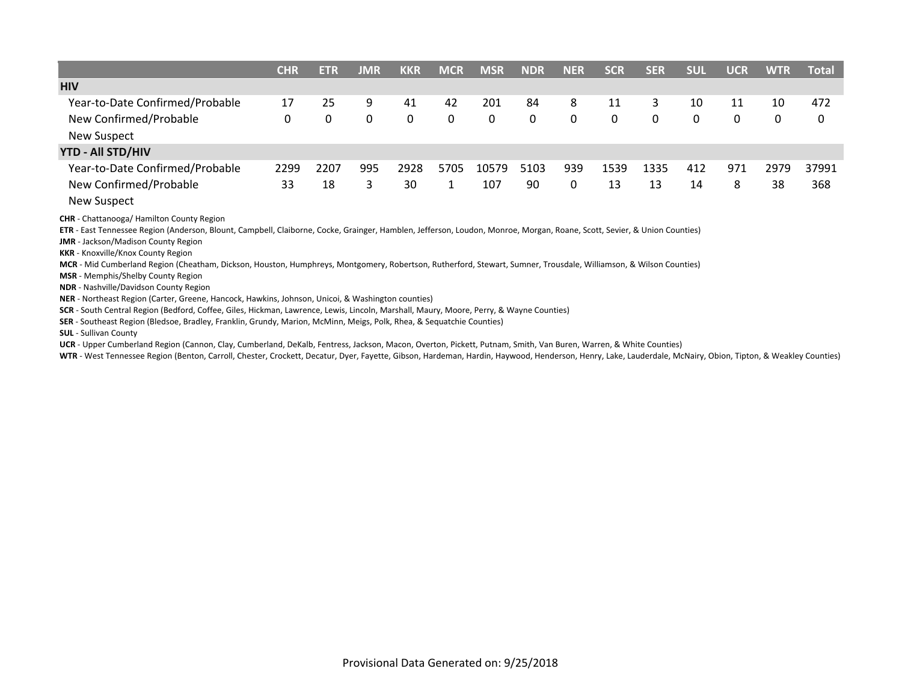| | CHR | ETR | JMR | KKR | MCR | MSR | NDR | NER | SCR | SER | SUL | UCR | WTR | Total |
|---|---|---|---|---|---|---|---|---|---|---|---|---|---|---|
| **HIV** | | | | | | | | | | | | | | |
| Year-to-Date Confirmed/Probable | 17 | 25 | 9 | 41 | 42 | 201 | 84 | 8 | 11 | 3 | 10 | 11 | 10 | 472 |
| New Confirmed/Probable | 0 | 0 | 0 | 0 | 0 | 0 | 0 | 0 | 0 | 0 | 0 | 0 | 0 | 0 |
| New Suspect | | | | | | | | | | | | | | |
| **YTD - All STD/HIV** | | | | | | | | | | | | | | |
| Year-to-Date Confirmed/Probable | 2299 | 2207 | 995 | 2928 | 5705 | 10579 | 5103 | 939 | 1539 | 1335 | 412 | 971 | 2979 | 37991 |
| New Confirmed/Probable | 33 | 18 | 3 | 30 | 1 | 107 | 90 | 0 | 13 | 13 | 14 | 8 | 38 | 368 |
| New Suspect | | | | | | | | | | | | | | |

**CHR** - Chattanooga/ Hamilton County Region

**ETR** - East Tennessee Region (Anderson, Blount, Campbell, Claiborne, Cocke, Grainger, Hamblen, Jefferson, Loudon, Monroe, Morgan, Roane, Scott, Sevier, & Union Counties)

**JMR** - Jackson/Madison County Region

**KKR** - Knoxville/Knox County Region

**MCR** - Mid Cumberland Region (Cheatham, Dickson, Houston, Humphreys, Montgomery, Robertson, Rutherford, Stewart, Sumner, Trousdale, Williamson, & Wilson Counties)

**MSR** - Memphis/Shelby County Region

**NDR** - Nashville/Davidson County Region

**NER** - Northeast Region (Carter, Greene, Hancock, Hawkins, Johnson, Unicoi, & Washington counties)

**SCR** - South Central Region (Bedford, Coffee, Giles, Hickman, Lawrence, Lewis, Lincoln, Marshall, Maury, Moore, Perry, & Wayne Counties)

**SER** - Southeast Region (Bledsoe, Bradley, Franklin, Grundy, Marion, McMinn, Meigs, Polk, Rhea, & Sequatchie Counties)

**SUL** - Sullivan County

**UCR** - Upper Cumberland Region (Cannon, Clay, Cumberland, DeKalb, Fentress, Jackson, Macon, Overton, Pickett, Putnam, Smith, Van Buren, Warren, & White Counties)

**WTR** - West Tennessee Region (Benton, Carroll, Chester, Crockett, Decatur, Dyer, Fayette, Gibson, Hardeman, Hardin, Haywood, Henderson, Henry, Lake, Lauderdale, McNairy, Obion, Tipton, & Weakley Counties)

Provisional Data Generated on: 9/25/2018